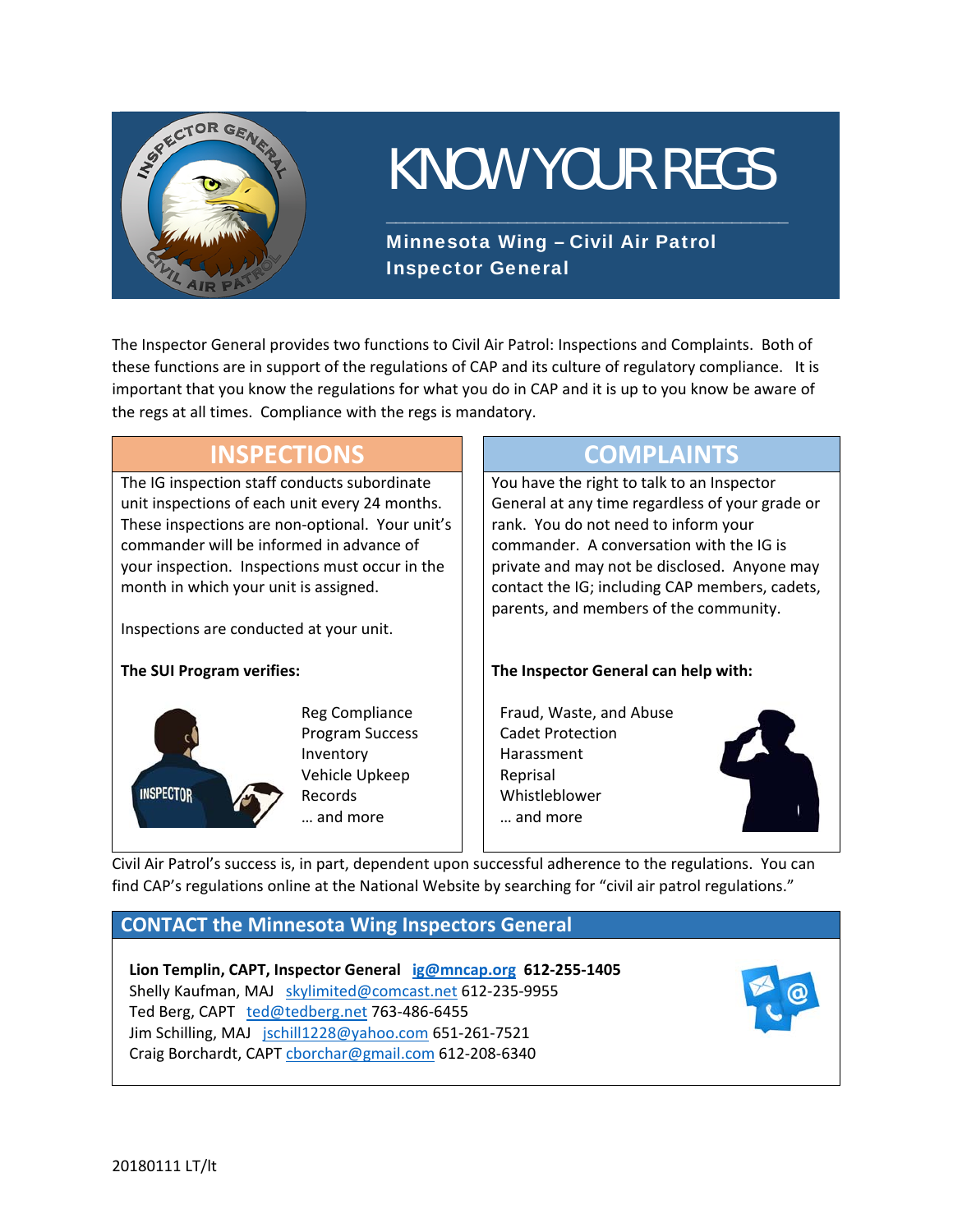# KNOW YOUR REGS

**Minnesota Wing – Civil Air Patrol**
**Inspector General**

The Inspector General provides two functions to Civil Air Patrol: Inspections and Complaints. Both of these functions are in support of the regulations of CAP and its culture of regulatory compliance. It is important that you know the regulations for what you do in CAP and it is up to you know be aware of the regs at all times. Compliance with the regs is mandatory.

## INSPECTIONS

The IG inspection staff conducts subordinate unit inspections of each unit every 24 months. These inspections are non-optional. Your unit's commander will be informed in advance of your inspection. Inspections must occur in the month in which your unit is assigned.

Inspections are conducted at your unit.

**The SUI Program verifies:**

- Reg Compliance
- Program Success
- Inventory
- Vehicle Upkeep
- Records
- … and more

## COMPLAINTS

You have the right to talk to an Inspector General at any time regardless of your grade or rank. You do not need to inform your commander. A conversation with the IG is private and may not be disclosed. Anyone may contact the IG; including CAP members, cadets, parents, and members of the community.

**The Inspector General can help with:**

- Fraud, Waste, and Abuse
- Cadet Protection
- Harassment
- Reprisal
- Whistleblower
- … and more

Civil Air Patrol's success is, in part, dependent upon successful adherence to the regulations. You can find CAP's regulations online at the National Website by searching for "civil air patrol regulations."

## CONTACT the Minnesota Wing Inspectors General

**Lion Templin, CAPT, Inspector General ig@mncap.org 612-255-1405**
Shelly Kaufman, MAJ skylimited@comcast.net 612-235-9955
Ted Berg, CAPT ted@tedberg.net 763-486-6455
Jim Schilling, MAJ jschill1228@yahoo.com 651-261-7521
Craig Borchardt, CAPT cborchar@gmail.com 612-208-6340

20180111 LT/lt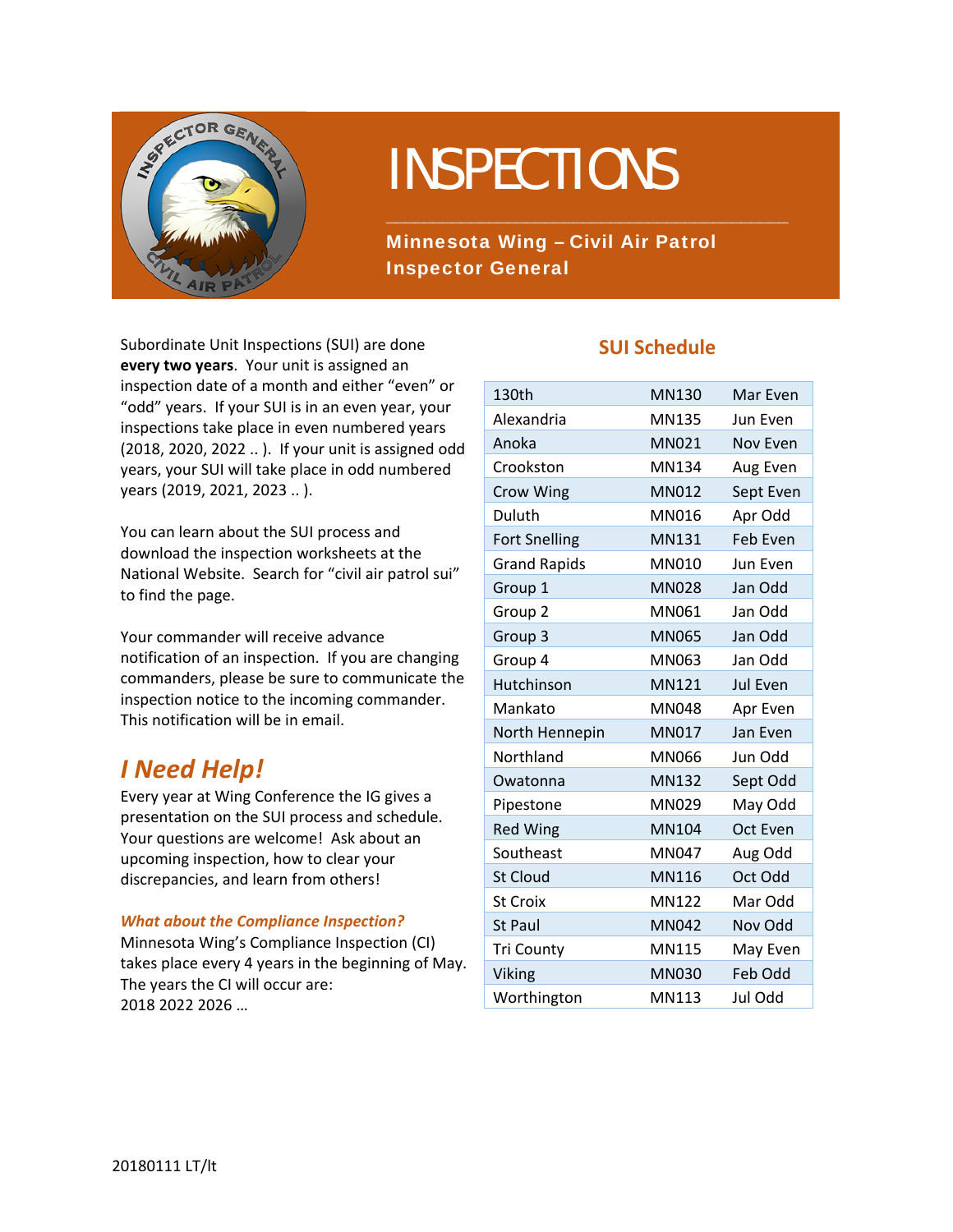# INSPECTIONS

**Minnesota Wing – Civil Air Patrol**
**Inspector General**

Subordinate Unit Inspections (SUI) are done **every two years**. Your unit is assigned an inspection date of a month and either "even" or "odd" years. If your SUI is in an even year, your inspections take place in even numbered years (2018, 2020, 2022 .. ). If your unit is assigned odd years, your SUI will take place in odd numbered years (2019, 2021, 2023 .. ).

You can learn about the SUI process and download the inspection worksheets at the National Website. Search for "civil air patrol sui" to find the page.

Your commander will receive advance notification of an inspection. If you are changing commanders, please be sure to communicate the inspection notice to the incoming commander. This notification will be in email.

## *I Need Help!*

Every year at Wing Conference the IG gives a presentation on the SUI process and schedule. Your questions are welcome! Ask about an upcoming inspection, how to clear your discrepancies, and learn from others!

### *What about the Compliance Inspection?*

Minnesota Wing's Compliance Inspection (CI) takes place every 4 years in the beginning of May. The years the CI will occur are:
2018 2022 2026 …

## SUI Schedule

| | | |
|---|---|---|
| 130th | MN130 | Mar Even |
| Alexandria | MN135 | Jun Even |
| Anoka | MN021 | Nov Even |
| Crookston | MN134 | Aug Even |
| Crow Wing | MN012 | Sept Even |
| Duluth | MN016 | Apr Odd |
| Fort Snelling | MN131 | Feb Even |
| Grand Rapids | MN010 | Jun Even |
| Group 1 | MN028 | Jan Odd |
| Group 2 | MN061 | Jan Odd |
| Group 3 | MN065 | Jan Odd |
| Group 4 | MN063 | Jan Odd |
| Hutchinson | MN121 | Jul Even |
| Mankato | MN048 | Apr Even |
| North Hennepin | MN017 | Jan Even |
| Northland | MN066 | Jun Odd |
| Owatonna | MN132 | Sept Odd |
| Pipestone | MN029 | May Odd |
| Red Wing | MN104 | Oct Even |
| Southeast | MN047 | Aug Odd |
| St Cloud | MN116 | Oct Odd |
| St Croix | MN122 | Mar Odd |
| St Paul | MN042 | Nov Odd |
| Tri County | MN115 | May Even |
| Viking | MN030 | Feb Odd |
| Worthington | MN113 | Jul Odd |

20180111 LT/lt